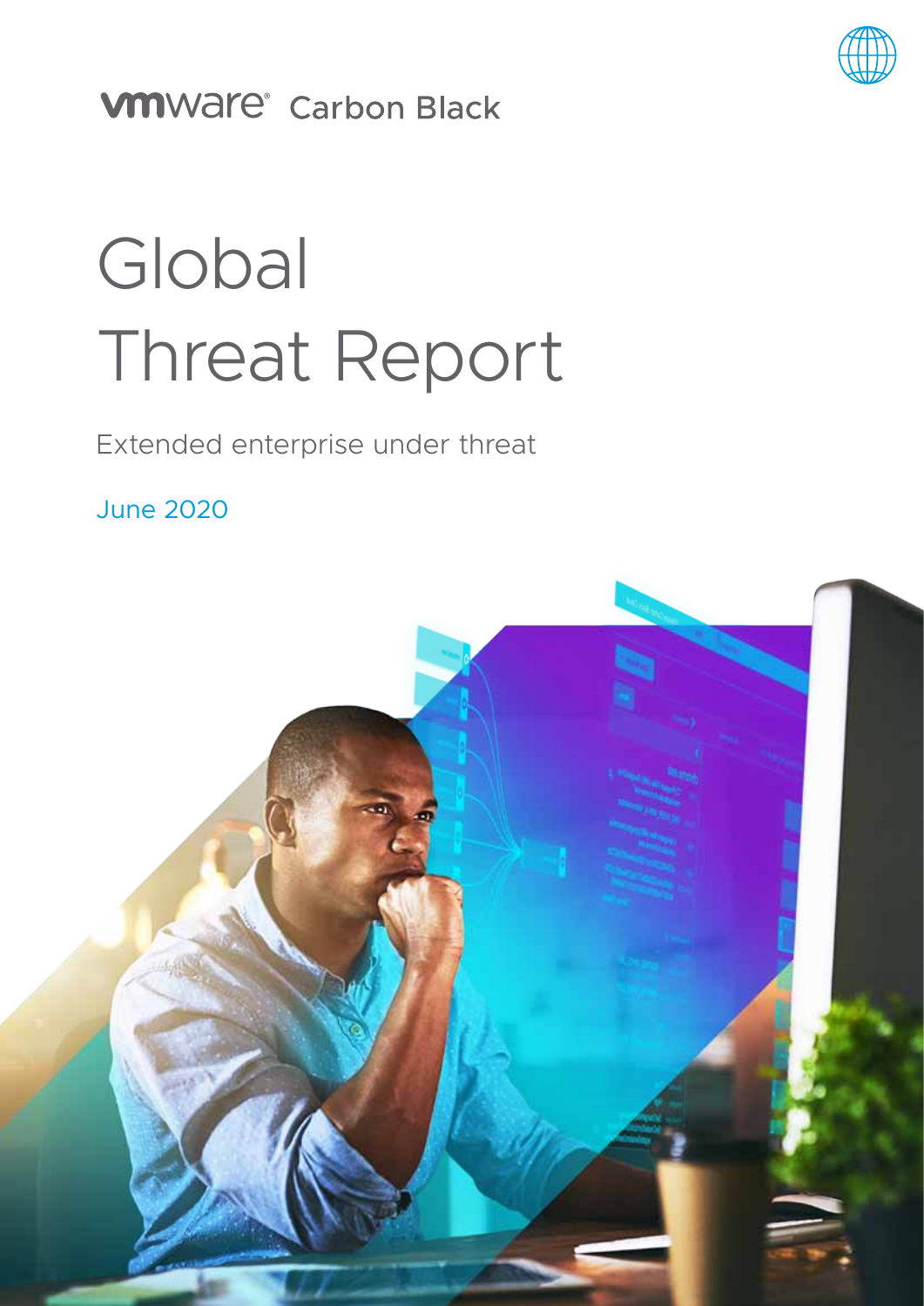vmware® Carbon Black

# Global Threat Report

Extended enterprise under threat

June 2020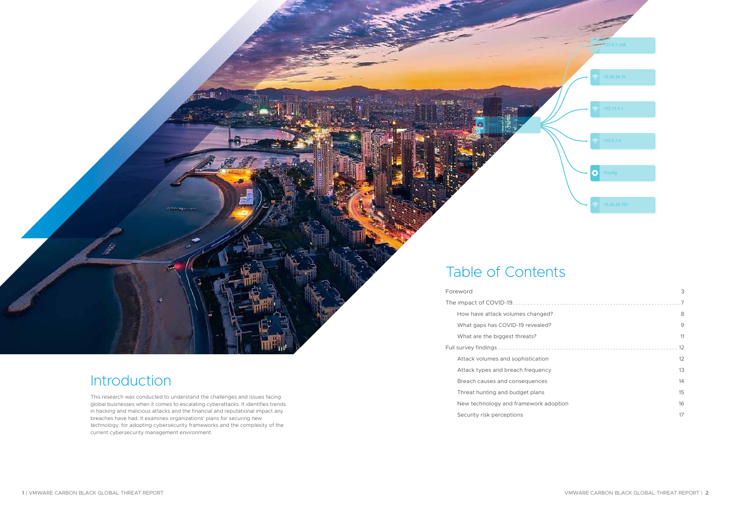# Introduction

This research was conducted to understand the challenges and issues facing global businesses when it comes to escalating cyberattacks. It identifies trends in hacking and malicious attacks and the financial and reputational impact any breaches have had. It examines organizations' plans for securing new technology, for adopting cybersecurity frameworks and the complexity of the current cybersecurity management environment.

# Table of Contents

- Foreword ... 3
- The impact of COVID-19 ... 7
  - How have attack volumes changed? ... 8
  - What gaps has COVID-19 revealed? ... 9
  - What are the biggest threats? ... 11
- Full survey findings ... 12
  - Attack volumes and sophistication ... 12
  - Attack types and breach frequency ... 13
  - Breach causes and consequences ... 14
  - Threat hunting and budget plans ... 15
  - New technology and framework adoption ... 16
  - Security risk perceptions ... 17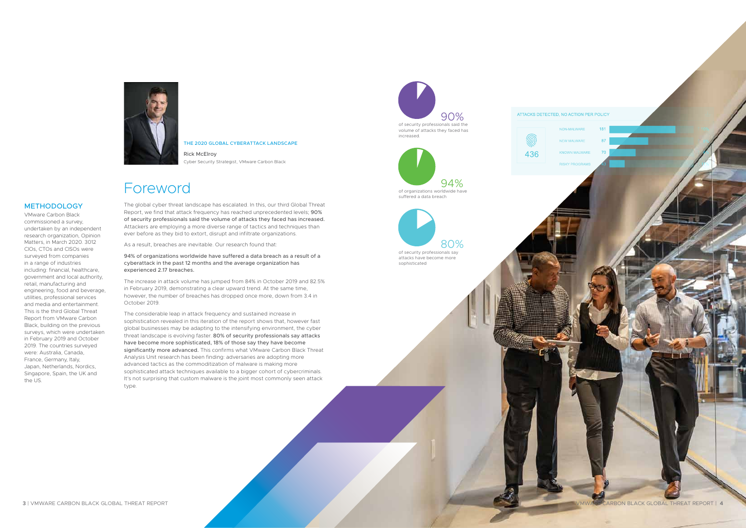## METHODOLOGY

VMware Carbon Black commissioned a survey, undertaken by an independent research organization, Opinion Matters, in March 2020. 3012 CIOs, CTOs and CISOs were surveyed from companies in a range of industries including: financial, healthcare, government and local authority, retail, manufacturing and engineering, food and beverage, utilities, professional services and media and entertainment. This is the third Global Threat Report from VMware Carbon Black, building on the previous surveys, which were undertaken in February 2019 and October 2019. The countries surveyed were: Australia, Canada, France, Germany, Italy, Japan, Netherlands, Nordics, Singapore, Spain, the UK and the US.

THE 2020 GLOBAL CYBERATTACK LANDSCAPE

Rick McElroy
Cyber Security Strategist, VMware Carbon Black

# Foreword

The global cyber threat landscape has escalated. In this, our third Global Threat Report, we find that attack frequency has reached unprecedented levels; **90% of security professionals said the volume of attacks they faced has increased.** Attackers are employing a more diverse range of tactics and techniques than ever before as they bid to extort, disrupt and infiltrate organizations.

As a result, breaches are inevitable. Our research found that:

**94% of organizations worldwide have suffered a data breach as a result of a cyberattack in the past 12 months and the average organization has experienced 2.17 breaches.**

The increase in attack volume has jumped from 84% in October 2019 and 82.5% in February 2019, demonstrating a clear upward trend. At the same time, however, the number of breaches has dropped once more, down from 3.4 in October 2019.

The considerable leap in attack frequency and sustained increase in sophistication revealed in this iteration of the report shows that, however fast global businesses may be adapting to the intensifying environment, the cyber threat landscape is evolving faster. **80% of security professionals say attacks have become more sophisticated, 18% of those say they have become significantly more advanced.** This confirms what VMware Carbon Black Threat Analysis Unit research has been finding: adversaries are adopting more advanced tactics as the commoditization of malware is making more sophisticated attack techniques available to a bigger cohort of cybercriminals. It's not surprising that custom malware is the joint most commonly seen attack type.

90%
of security professionals said the volume of attacks they faced has increased.

94%
of organizations worldwide have suffered a data breach.

80%
of security professionals say attacks have become more sophisticated

ATTACKS DETECTED, NO ACTION PER POLICY

436

| Type | Count |
| --- | --- |
| NON-MALWARE | 181 |
| NEW MALWARE | 87 |
| KNOWN MALWARE | 70 |
| RISKY PROGRAMS | 40 |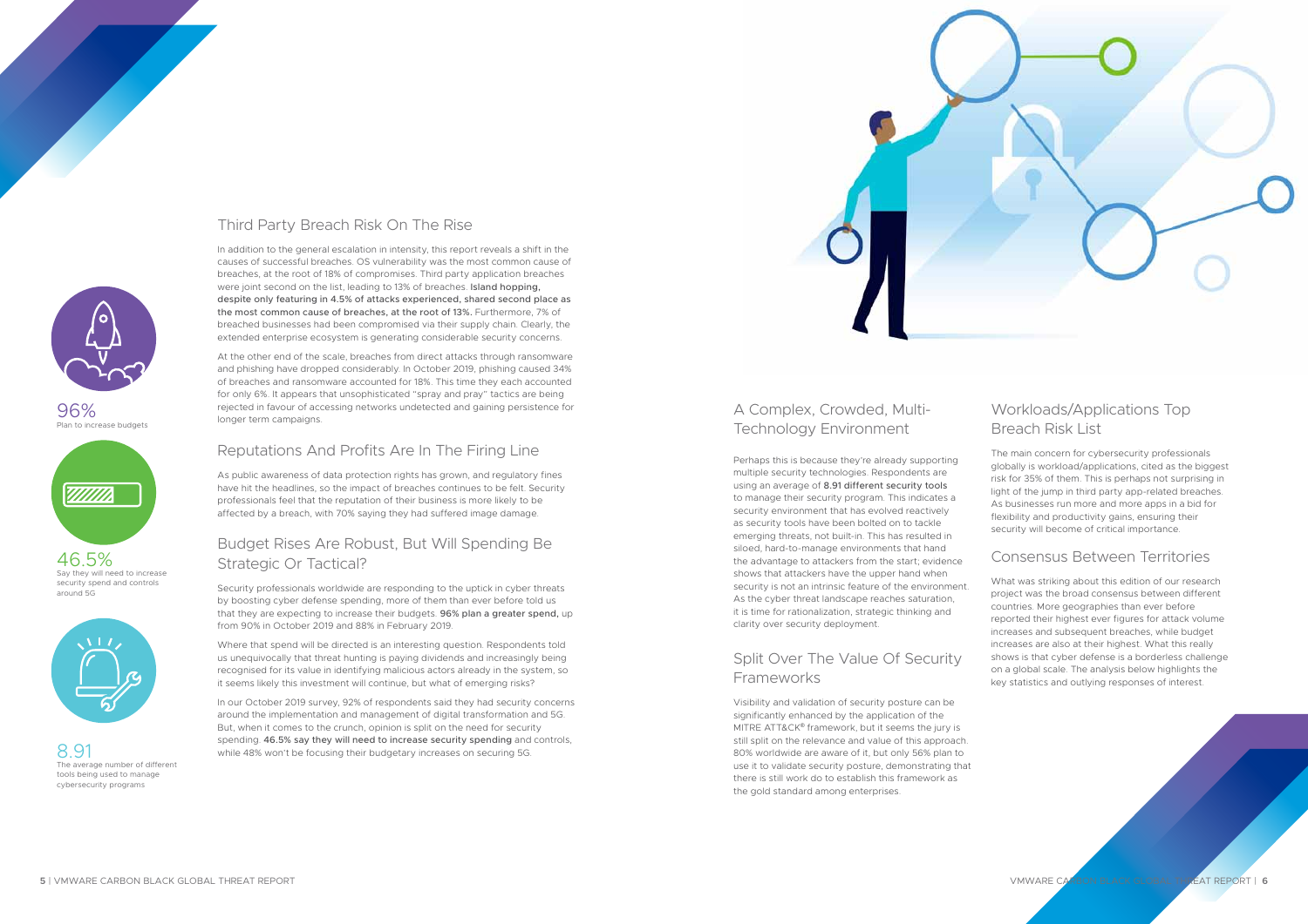96%
Plan to increase budgets

46.5%
Say they will need to increase security spend and controls around 5G

8.91
The average number of different tools being used to manage cybersecurity programs

## Third Party Breach Risk On The Rise

In addition to the general escalation in intensity, this report reveals a shift in the causes of successful breaches. OS vulnerability was the most common cause of breaches, at the root of 18% of compromises. Third party application breaches were joint second on the list, leading to 13% of breaches. Island hopping, despite only featuring in 4.5% of attacks experienced, shared second place as the most common cause of breaches, at the root of 13%. Furthermore, 7% of breached businesses had been compromised via their supply chain. Clearly, the extended enterprise ecosystem is generating considerable security concerns.

At the other end of the scale, breaches from direct attacks through ransomware and phishing have dropped considerably. In October 2019, phishing caused 34% of breaches and ransomware accounted for 18%. This time they each accounted for only 6%. It appears that unsophisticated "spray and pray" tactics are being rejected in favour of accessing networks undetected and gaining persistence for longer term campaigns.

## Reputations And Profits Are In The Firing Line

As public awareness of data protection rights has grown, and regulatory fines have hit the headlines, so the impact of breaches continues to be felt. Security professionals feel that the reputation of their business is more likely to be affected by a breach, with 70% saying they had suffered image damage.

## Budget Rises Are Robust, But Will Spending Be Strategic Or Tactical?

Security professionals worldwide are responding to the uptick in cyber threats by boosting cyber defense spending, more of them than ever before told us that they are expecting to increase their budgets. 96% plan a greater spend, up from 90% in October 2019 and 88% in February 2019.

Where that spend will be directed is an interesting question. Respondents told us unequivocally that threat hunting is paying dividends and increasingly being recognised for its value in identifying malicious actors already in the system, so it seems likely this investment will continue, but what of emerging risks?

In our October 2019 survey, 92% of respondents said they had security concerns around the implementation and management of digital transformation and 5G. But, when it comes to the crunch, opinion is split on the need for security spending. 46.5% say they will need to increase security spending and controls, while 48% won't be focusing their budgetary increases on securing 5G.

## A Complex, Crowded, Multi-Technology Environment

Perhaps this is because they're already supporting multiple security technologies. Respondents are using an average of 8.91 different security tools to manage their security program. This indicates a security environment that has evolved reactively as security tools have been bolted on to tackle emerging threats, not built-in. This has resulted in siloed, hard-to-manage environments that hand the advantage to attackers from the start; evidence shows that attackers have the upper hand when security is not an intrinsic feature of the environment. As the cyber threat landscape reaches saturation, it is time for rationalization, strategic thinking and clarity over security deployment.

## Split Over The Value Of Security Frameworks

Visibility and validation of security posture can be significantly enhanced by the application of the MITRE ATT&CK® framework, but it seems the jury is still split on the relevance and value of this approach. 80% worldwide are aware of it, but only 56% plan to use it to validate security posture, demonstrating that there is still work do to establish this framework as the gold standard among enterprises.

## Workloads/Applications Top Breach Risk List

The main concern for cybersecurity professionals globally is workload/applications, cited as the biggest risk for 35% of them. This is perhaps not surprising in light of the jump in third party app-related breaches. As businesses run more and more apps in a bid for flexibility and productivity gains, ensuring their security will become of critical importance.

## Consensus Between Territories

What was striking about this edition of our research project was the broad consensus between different countries. More geographies than ever before reported their highest ever figures for attack volume increases and subsequent breaches, while budget increases are also at their highest. What this really shows is that cyber defense is a borderless challenge on a global scale. The analysis below highlights the key statistics and outlying responses of interest.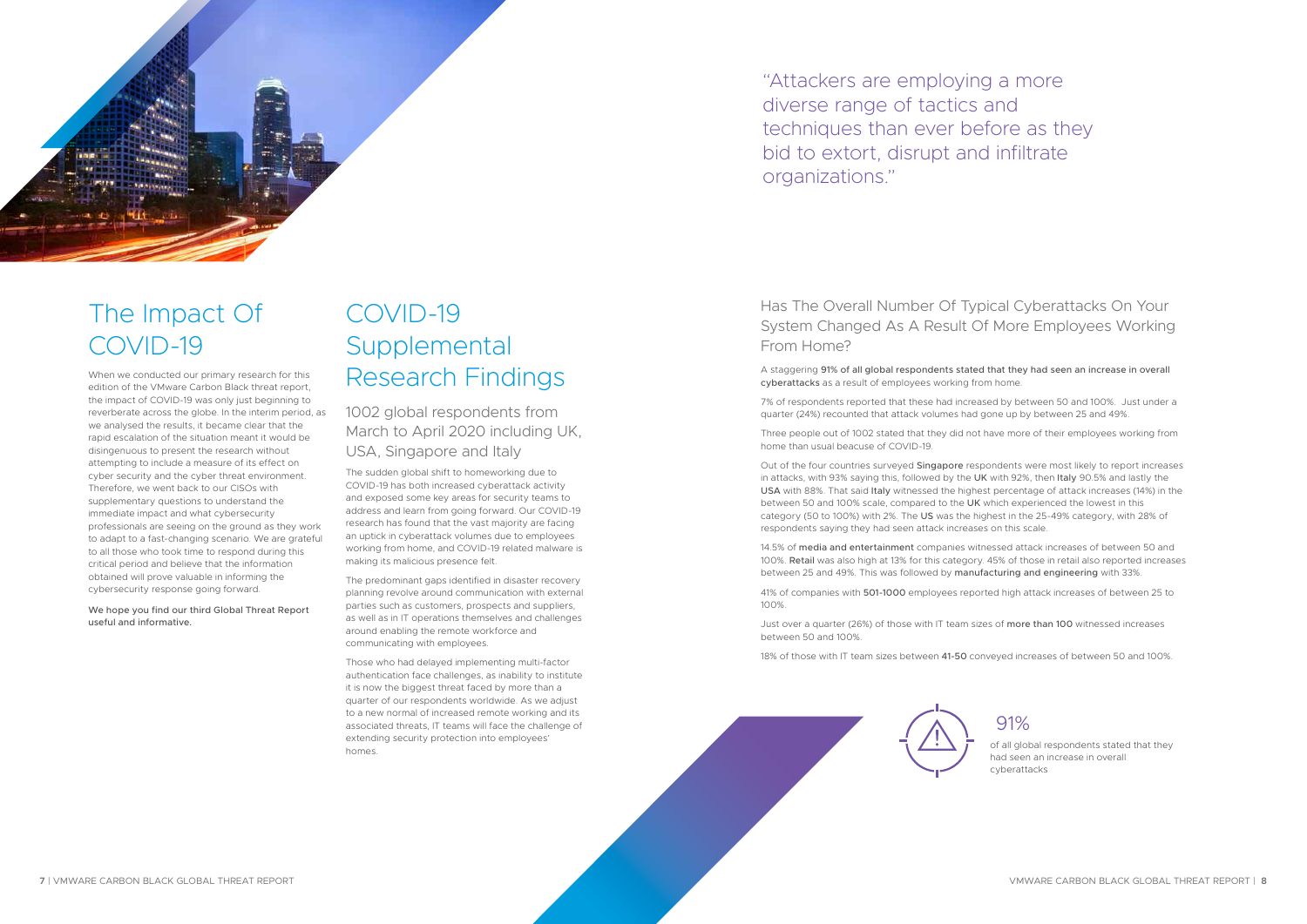# The Impact Of COVID-19

When we conducted our primary research for this edition of the VMware Carbon Black threat report, the impact of COVID-19 was only just beginning to reverberate across the globe. In the interim period, as we analysed the results, it became clear that the rapid escalation of the situation meant it would be disingenuous to present the research without attempting to include a measure of its effect on cyber security and the cyber threat environment. Therefore, we went back to our CISOs with supplementary questions to understand the immediate impact and what cybersecurity professionals are seeing on the ground as they work to adapt to a fast-changing scenario. We are grateful to all those who took time to respond during this critical period and believe that the information obtained will prove valuable in informing the cybersecurity response going forward.

We hope you find our third Global Threat Report useful and informative.

# COVID-19 Supplemental Research Findings

## 1002 global respondents from March to April 2020 including UK, USA, Singapore and Italy

The sudden global shift to homeworking due to COVID-19 has both increased cyberattack activity and exposed some key areas for security teams to address and learn from going forward. Our COVID-19 research has found that the vast majority are facing an uptick in cyberattack volumes due to employees working from home, and COVID-19 related malware is making its malicious presence felt.

The predominant gaps identified in disaster recovery planning revolve around communication with external parties such as customers, prospects and suppliers, as well as in IT operations themselves and challenges around enabling the remote workforce and communicating with employees.

Those who had delayed implementing multi-factor authentication face challenges, as inability to institute it is now the biggest threat faced by more than a quarter of our respondents worldwide. As we adjust to a new normal of increased remote working and its associated threats, IT teams will face the challenge of extending security protection into employees' homes.

"Attackers are employing a more diverse range of tactics and techniques than ever before as they bid to extort, disrupt and infiltrate organizations."

## Has The Overall Number Of Typical Cyberattacks On Your System Changed As A Result Of More Employees Working From Home?

A staggering 91% of all global respondents stated that they had seen an increase in overall cyberattacks as a result of employees working from home.

7% of respondents reported that these had increased by between 50 and 100%. Just under a quarter (24%) recounted that attack volumes had gone up by between 25 and 49%.

Three people out of 1002 stated that they did not have more of their employees working from home than usual beacuse of COVID-19.

Out of the four countries surveyed Singapore respondents were most likely to report increases in attacks, with 93% saying this, followed by the UK with 92%, then Italy 90.5% and lastly the USA with 88%. That said Italy witnessed the highest percentage of attack increases (14%) in the between 50 and 100% scale, compared to the UK which experienced the lowest in this category (50 to 100%) with 2%. The US was the highest in the 25-49% category, with 28% of respondents saying they had seen attack increases on this scale.

14.5% of media and entertainment companies witnessed attack increases of between 50 and 100%. Retail was also high at 13% for this category. 45% of those in retail also reported increases between 25 and 49%. This was followed by manufacturing and engineering with 33%.

41% of companies with 501-1000 employees reported high attack increases of between 25 to 100%.

Just over a quarter (26%) of those with IT team sizes of more than 100 witnessed increases between 50 and 100%.

18% of those with IT team sizes between 41-50 conveyed increases of between 50 and 100%.

91%

of all global respondents stated that they had seen an increase in overall cyberattacks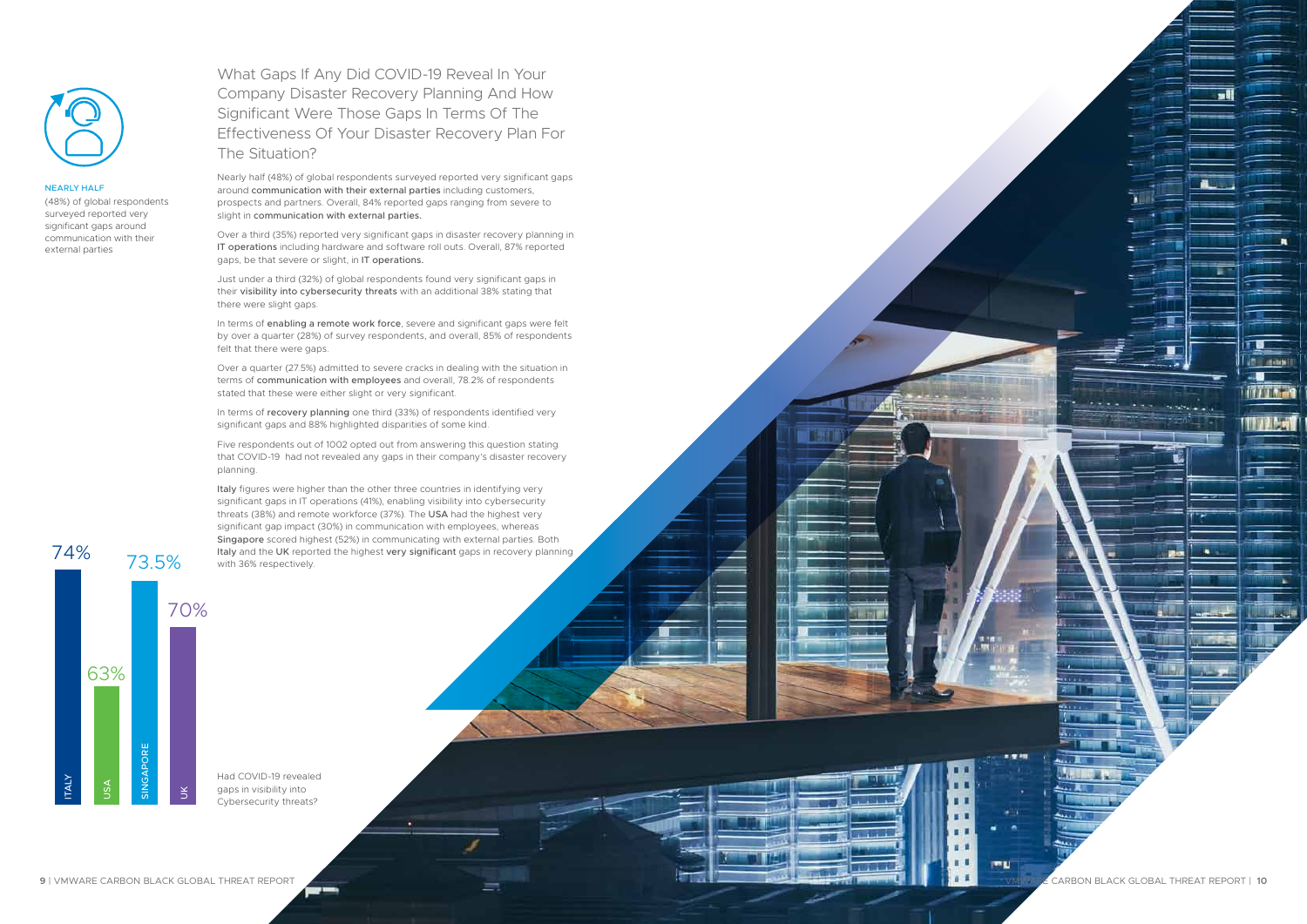**NEARLY HALF**

(48%) of global respondents surveyed reported very significant gaps around communication with their external parties

## What Gaps If Any Did COVID-19 Reveal In Your Company Disaster Recovery Planning And How Significant Were Those Gaps In Terms Of The Effectiveness Of Your Disaster Recovery Plan For The Situation?

Nearly half (48%) of global respondents surveyed reported very significant gaps around **communication with their external parties** including customers, prospects and partners. Overall, 84% reported gaps ranging from severe to slight in **communication with external parties.**

Over a third (35%) reported very significant gaps in disaster recovery planning in **IT operations** including hardware and software roll outs. Overall, 87% reported gaps, be that severe or slight, in **IT operations.**

Just under a third (32%) of global respondents found very significant gaps in their **visibility into cybersecurity threats** with an additional 38% stating that there were slight gaps.

In terms of **enabling a remote work force**, severe and significant gaps were felt by over a quarter (28%) of survey respondents, and overall, 85% of respondents felt that there were gaps.

Over a quarter (27.5%) admitted to severe cracks in dealing with the situation in terms of **communication with employees** and overall, 78.2% of respondents stated that these were either slight or very significant.

In terms of **recovery planning** one third (33%) of respondents identified very significant gaps and 88% highlighted disparities of some kind.

Five respondents out of 1002 opted out from answering this question stating that COVID-19 had not revealed any gaps in their company's disaster recovery planning.

**Italy** figures were higher than the other three countries in identifying very significant gaps in IT operations (41%), enabling visibility into cybersecurity threats (38%) and remote workforce (37%). The **USA** had the highest very significant gap impact (30%) in communication with employees, whereas **Singapore** scored highest (52%) in communicating with external parties. Both **Italy** and the **UK** reported the highest **very significant** gaps in recovery planning with 36% respectively.

| Country | Value |
|---|---|
| ITALY | 74% |
| USA | 63% |
| SINGAPORE | 73.5% |
| UK | 70% |

Had COVID-19 revealed gaps in visibility into Cybersecurity threats?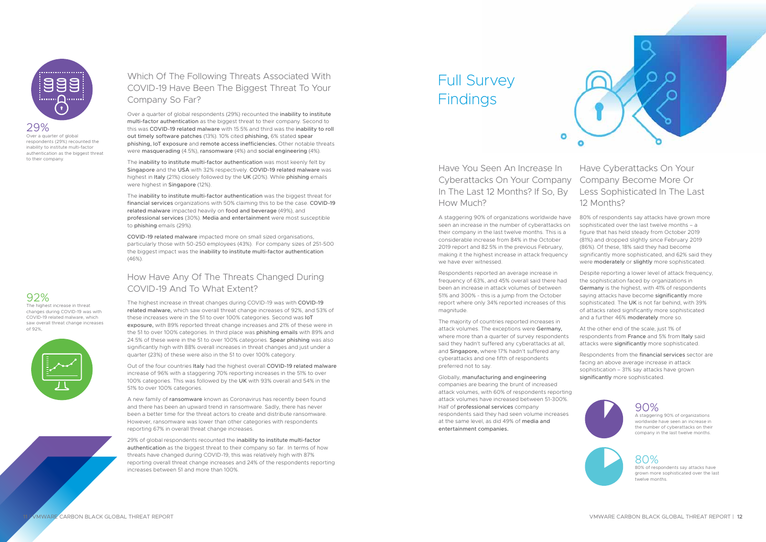29%

Over a quarter of global respondents (29%) recounted the inability to institute multi-factor authentication as the biggest threat to their company.

## Which Of The Following Threats Associated With COVID-19 Have Been The Biggest Threat To Your Company So Far?

Over a quarter of global respondents (29%) recounted the inability to institute multi-factor authentication as the biggest threat to their company. Second to this was COVID-19 related malware with 15.5% and third was the inability to roll out timely software patches (13%). 10% cited phishing, 6% stated spear phishing, IoT exposure and remote access inefficiencies. Other notable threats were masquerading (4.5%), ransomware (4%) and social engineering (4%).

The inability to institute multi-factor authentication was most keenly felt by Singapore and the USA with 32% respectively. COVID-19 related malware was highest in Italy (21%) closely followed by the UK (20%). While phishing emails were highest in Singapore (12%).

The inability to institute multi-factor authentication was the biggest threat for financial services organizations with 50% claiming this to be the case. COVID-19 related malware impacted heavily on food and beverage (49%), and professional services (30%). Media and entertainment were most susceptible to phishing emails (29%).

COVID-19 related malware impacted more on small sized organisations, particularly those with 50-250 employees (43%). For company sizes of 251-500 the biggest impact was the inability to institute multi-factor authentication (46%).

92%

The highest increase in threat changes during COVID-19 was with COVID-19 related malware, which saw overall threat change increases of 92%,

## How Have Any Of The Threats Changed During COVID-19 And To What Extent?

The highest increase in threat changes during COVID-19 was with COVID-19 related malware, which saw overall threat change increases of 92%, and 53% of these increases were in the 51 to over 100% categories. Second was IoT exposure, with 89% reported threat change increases and 21% of these were in the 51 to over 100% categories. In third place was phishing emails with 89% and 24.5% of these were in the 51 to over 100% categories. Spear phishing was also significantly high with 88% overall increases in threat changes and just under a quarter (23%) of these were also in the 51 to over 100% category.

Out of the four countries Italy had the highest overall COVID-19 related malware increase of 96% with a staggering 70% reporting increases in the 51% to over 100% categories. This was followed by the UK with 93% overall and 54% in the 51% to over 100% categories.

A new family of ransomware known as Coronavirus has recently been found and there has been an upward trend in ransomware. Sadly, there has never been a better time for the threat actors to create and distribute ransomware. However, ransomware was lower than other categories with respondents reporting 67% in overall threat change increases.

29% of global respondents recounted the inability to institute multi-factor authentication as the biggest threat to their company so far. In terms of how threats have changed during COVID-19, this was relatively high with 87% reporting overall threat change increases and 24% of the respondents reporting increases between 51 and more than 100%.

# Full Survey Findings

## Have You Seen An Increase In Cyberattacks On Your Company In The Last 12 Months? If So, By How Much?

A staggering 90% of organizations worldwide have seen an increase in the number of cyberattacks on their company in the last twelve months. This is a considerable increase from 84% in the October 2019 report and 82.5% in the previous February, making it the highest increase in attack frequency we have ever witnessed.

Respondents reported an average increase in frequency of 63%, and 45% overall said there had been an increase in attack volumes of between 51% and 300% - this is a jump from the October report where only 34% reported increases of this magnitude.

The majority of countries reported increases in attack volumes. The exceptions were Germany, where more than a quarter of survey respondents said they hadn't suffered any cyberattacks at all, and Singapore, where 17% hadn't suffered any cyberattacks and one fifth of respondents preferred not to say.

Globally, manufacturing and engineering companies are bearing the brunt of increased attack volumes, with 60% of respondents reporting attack volumes have increased between 51-300%. Half of professional services company respondents said they had seen volume increases at the same level, as did 49% of media and entertainment companies.

## Have Cyberattacks On Your Company Become More Or Less Sophisticated In The Last 12 Months?

80% of respondents say attacks have grown more sophisticated over the last twelve months – a figure that has held steady from October 2019 (81%) and dropped slightly since February 2019 (86%). Of these, 18% said they had become significantly more sophisticated, and 62% said they were moderately or slightly more sophisticated.

Despite reporting a lower level of attack frequency, the sophistication faced by organizations in Germany is the highest, with 41% of respondents saying attacks have become significantly more sophisticated. The UK is not far behind, with 39% of attacks rated significantly more sophisticated and a further 46% moderately more so.

At the other end of the scale, just 1% of respondents from France and 5% from Italy said attacks were significantly more sophisticated.

Respondents from the financial services sector are facing an above average increase in attack sophistication – 31% say attacks have grown significantly more sophisticated.

90%

A staggering 90% of organizations worldwide have seen an increase in the number of cyberattacks on their company in the last twelve months.

80%

80% of respondents say attacks have grown more sophisticated over the last twelve months.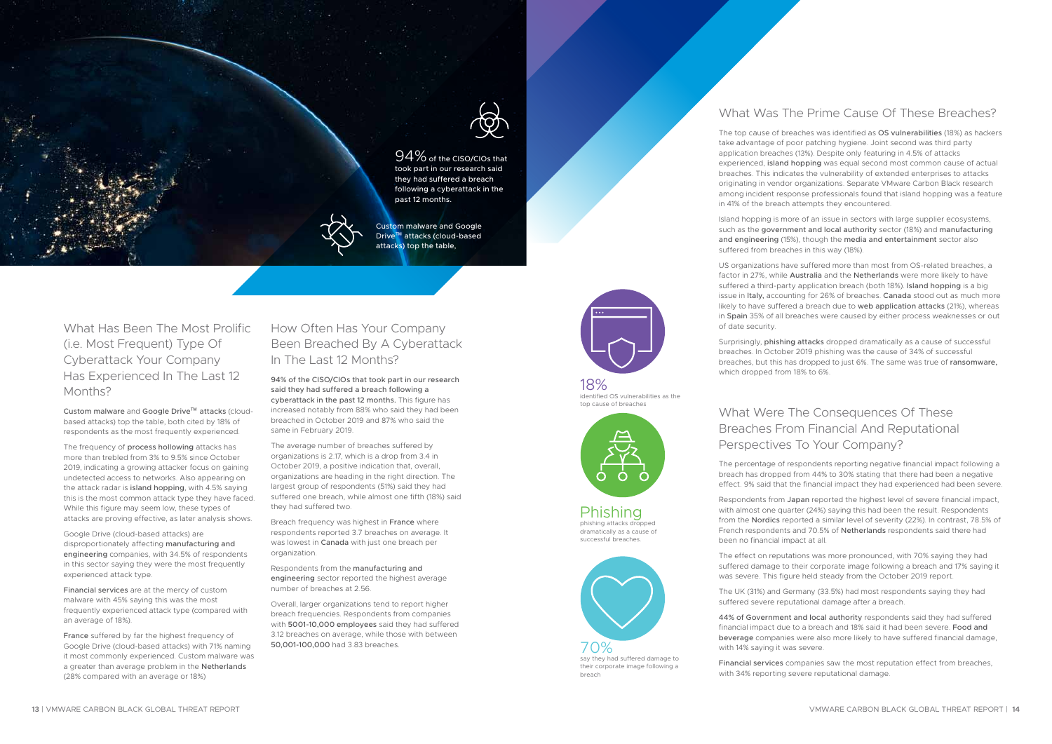94% of the CISO/CIOs that took part in our research said they had suffered a breach following a cyberattack in the past 12 months.

Custom malware and Google Drive™ attacks (cloud-based attacks) top the table,

## What Has Been The Most Prolific (i.e. Most Frequent) Type Of Cyberattack Your Company Has Experienced In The Last 12 Months?

Custom malware and Google Drive™ attacks (cloud-based attacks) top the table, both cited by 18% of respondents as the most frequently experienced.

The frequency of process hollowing attacks has more than trebled from 3% to 9.5% since October 2019, indicating a growing attacker focus on gaining undetected access to networks. Also appearing on the attack radar is island hopping, with 4.5% saying this is the most common attack type they have faced. While this figure may seem low, these types of attacks are proving effective, as later analysis shows.

Google Drive (cloud-based attacks) are disproportionately affecting manufacturing and engineering companies, with 34.5% of respondents in this sector saying they were the most frequently experienced attack type.

Financial services are at the mercy of custom malware with 45% saying this was the most frequently experienced attack type (compared with an average of 18%).

France suffered by far the highest frequency of Google Drive (cloud-based attacks) with 71% naming it most commonly experienced. Custom malware was a greater than average problem in the Netherlands (28% compared with an average or 18%)

## How Often Has Your Company Been Breached By A Cyberattack In The Last 12 Months?

94% of the CISO/CIOs that took part in our research said they had suffered a breach following a cyberattack in the past 12 months. This figure has increased notably from 88% who said they had been breached in October 2019 and 87% who said the same in February 2019.

The average number of breaches suffered by organizations is 2.17, which is a drop from 3.4 in October 2019, a positive indication that, overall, organizations are heading in the right direction. The largest group of respondents (51%) said they had suffered one breach, while almost one fifth (18%) said they had suffered two.

Breach frequency was highest in France where respondents reported 3.7 breaches on average. It was lowest in Canada with just one breach per organization.

Respondents from the manufacturing and engineering sector reported the highest average number of breaches at 2.56.

Overall, larger organizations tend to report higher breach frequencies. Respondents from companies with 5001-10,000 employees said they had suffered 3.12 breaches on average, while those with between 50,001-100,000 had 3.83 breaches.

18%
identified OS vulnerabilities as the top cause of breaches

Phishing
phishing attacks dropped dramatically as a cause of successful breaches.

70%
say they had suffered damage to their corporate image following a breach

## What Was The Prime Cause Of These Breaches?

The top cause of breaches was identified as OS vulnerabilities (18%) as hackers take advantage of poor patching hygiene. Joint second was third party application breaches (13%). Despite only featuring in 4.5% of attacks experienced, island hopping was equal second most common cause of actual breaches. This indicates the vulnerability of extended enterprises to attacks originating in vendor organizations. Separate VMware Carbon Black research among incident response professionals found that island hopping was a feature in 41% of the breach attempts they encountered.

Island hopping is more of an issue in sectors with large supplier ecosystems, such as the government and local authority sector (18%) and manufacturing and engineering (15%), though the media and entertainment sector also suffered from breaches in this way (18%).

US organizations have suffered more than most from OS-related breaches, a factor in 27%, while Australia and the Netherlands were more likely to have suffered a third-party application breach (both 18%). Island hopping is a big issue in Italy, accounting for 26% of breaches. Canada stood out as much more likely to have suffered a breach due to web application attacks (21%), whereas in Spain 35% of all breaches were caused by either process weaknesses or out of date security.

Surprisingly, phishing attacks dropped dramatically as a cause of successful breaches. In October 2019 phishing was the cause of 34% of successful breaches, but this has dropped to just 6%. The same was true of ransomware, which dropped from 18% to 6%.

## What Were The Consequences Of These Breaches From Financial And Reputational Perspectives To Your Company?

The percentage of respondents reporting negative financial impact following a breach has dropped from 44% to 30% stating that there had been a negative effect. 9% said that the financial impact they had experienced had been severe.

Respondents from Japan reported the highest level of severe financial impact, with almost one quarter (24%) saying this had been the result. Respondents from the Nordics reported a similar level of severity (22%). In contrast, 78.5% of French respondents and 70.5% of Netherlands respondents said there had been no financial impact at all.

The effect on reputations was more pronounced, with 70% saying they had suffered damage to their corporate image following a breach and 17% saying it was severe. This figure held steady from the October 2019 report.

The UK (31%) and Germany (33.5%) had most respondents saying they had suffered severe reputational damage after a breach.

44% of Government and local authority respondents said they had suffered financial impact due to a breach and 18% said it had been severe. Food and beverage companies were also more likely to have suffered financial damage, with 14% saying it was severe.

Financial services companies saw the most reputation effect from breaches, with 34% reporting severe reputational damage.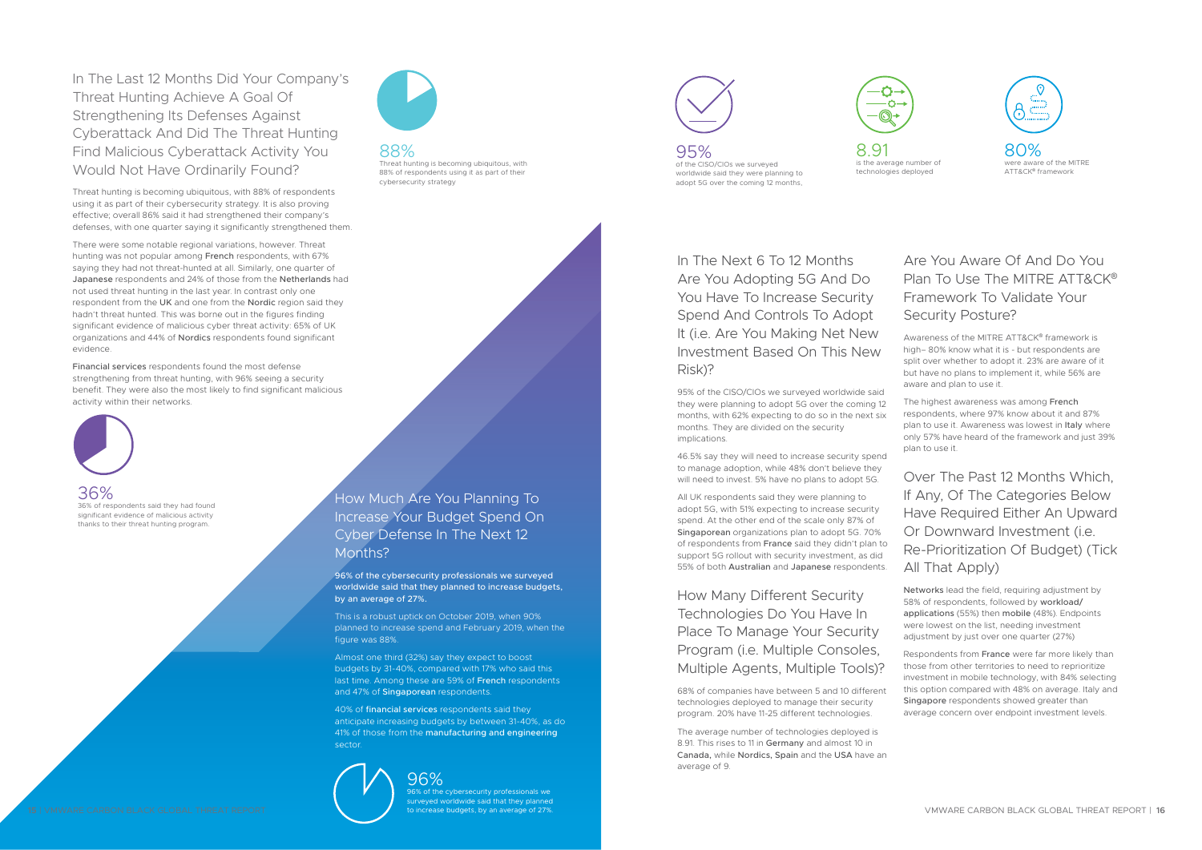## In The Last 12 Months Did Your Company's Threat Hunting Achieve A Goal Of Strengthening Its Defenses Against Cyberattack And Did The Threat Hunting Find Malicious Cyberattack Activity You Would Not Have Ordinarily Found?

Threat hunting is becoming ubiquitous, with 88% of respondents using it as part of their cybersecurity strategy. It is also proving effective; overall 86% said it had strengthened their company's defenses, with one quarter saying it significantly strengthened them.

There were some notable regional variations, however. Threat hunting was not popular among French respondents, with 67% saying they had not threat-hunted at all. Similarly, one quarter of Japanese respondents and 24% of those from the Netherlands had not used threat hunting in the last year. In contrast only one respondent from the UK and one from the Nordic region said they hadn't threat hunted. This was borne out in the figures finding significant evidence of malicious cyber threat activity: 65% of UK organizations and 44% of Nordics respondents found significant evidence.

Financial services respondents found the most defense strengthening from threat hunting, with 96% seeing a security benefit. They were also the most likely to find significant malicious activity within their networks.

88%
Threat hunting is becoming ubiquitous, with 88% of respondents using it as part of their cybersecurity strategy

36%
36% of respondents said they had found significant evidence of malicious activity thanks to their threat hunting program.

## How Much Are You Planning To Increase Your Budget Spend On Cyber Defense In The Next 12 Months?

**96% of the cybersecurity professionals we surveyed worldwide said that they planned to increase budgets, by an average of 27%.**

This is a robust uptick on October 2019, when 90% planned to increase spend and February 2019, when the figure was 88%.

Almost one third (32%) say they expect to boost budgets by 31-40%, compared with 17% who said this last time. Among these are 59% of French respondents and 47% of Singaporean respondents.

40% of financial services respondents said they anticipate increasing budgets by between 31-40%, as do 41% of those from the manufacturing and engineering sector.

96%
96% of the cybersecurity professionals we surveyed worldwide said that they planned to increase budgets, by an average of 27%.

95%
of the CISO/CIOs we surveyed worldwide said they were planning to adopt 5G over the coming 12 months,

8.91
is the average number of technologies deployed

80%
were aware of the MITRE ATT&CK® framework

## In The Next 6 To 12 Months Are You Adopting 5G And Do You Have To Increase Security Spend And Controls To Adopt It (i.e. Are You Making Net New Investment Based On This New Risk)?

95% of the CISO/CIOs we surveyed worldwide said they were planning to adopt 5G over the coming 12 months, with 62% expecting to do so in the next six months. They are divided on the security implications.

46.5% say they will need to increase security spend to manage adoption, while 48% don't believe they will need to invest. 5% have no plans to adopt 5G.

All UK respondents said they were planning to adopt 5G, with 51% expecting to increase security spend. At the other end of the scale only 87% of Singaporean organizations plan to adopt 5G. 70% of respondents from France said they didn't plan to support 5G rollout with security investment, as did 55% of both Australian and Japanese respondents.

## How Many Different Security Technologies Do You Have In Place To Manage Your Security Program (i.e. Multiple Consoles, Multiple Agents, Multiple Tools)?

68% of companies have between 5 and 10 different technologies deployed to manage their security program. 20% have 11-25 different technologies.

The average number of technologies deployed is 8.91. This rises to 11 in Germany and almost 10 in Canada, while Nordics, Spain and the USA have an average of 9.

## Are You Aware Of And Do You Plan To Use The MITRE ATT&CK® Framework To Validate Your Security Posture?

Awareness of the MITRE ATT&CK® framework is high– 80% know what it is - but respondents are split over whether to adopt it. 23% are aware of it but have no plans to implement it, while 56% are aware and plan to use it.

The highest awareness was among French respondents, where 97% know about it and 87% plan to use it. Awareness was lowest in Italy where only 57% have heard of the framework and just 39% plan to use it.

## Over The Past 12 Months Which, If Any, Of The Categories Below Have Required Either An Upward Or Downward Investment (i.e. Re-Prioritization Of Budget) (Tick All That Apply)

Networks lead the field, requiring adjustment by 58% of respondents, followed by workload/applications (55%) then mobile (48%). Endpoints were lowest on the list, needing investment adjustment by just over one quarter (27%)

Respondents from France were far more likely than those from other territories to need to reprioritize investment in mobile technology, with 84% selecting this option compared with 48% on average. Italy and Singapore respondents showed greater than average concern over endpoint investment levels.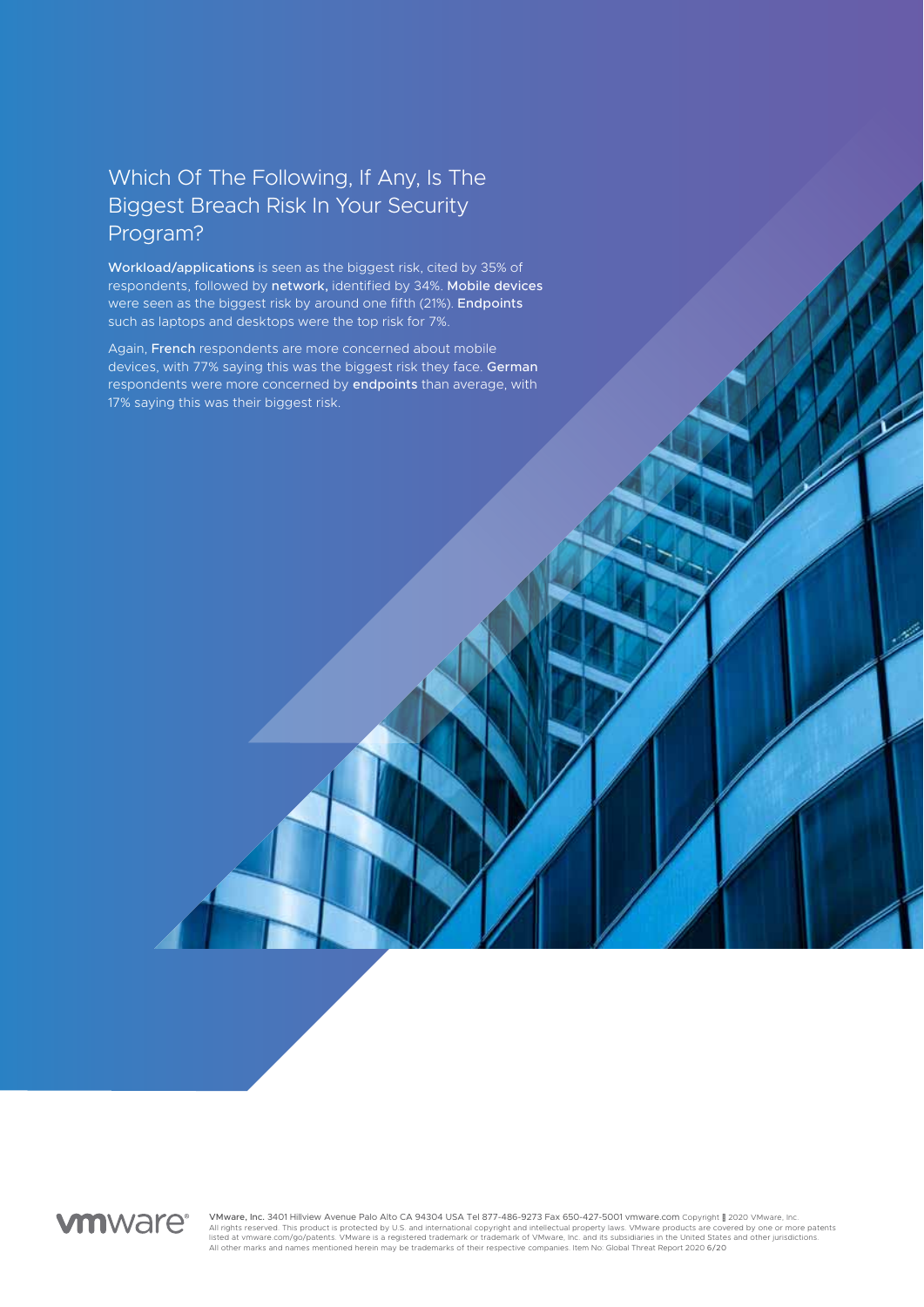## Which Of The Following, If Any, Is The Biggest Breach Risk In Your Security Program?

**Workload/applications** is seen as the biggest risk, cited by 35% of respondents, followed by **network,** identified by 34%. **Mobile devices** were seen as the biggest risk by around one fifth (21%). **Endpoints** such as laptops and desktops were the top risk for 7%.

Again, **French** respondents are more concerned about mobile devices, with 77% saying this was the biggest risk they face. **German** respondents were more concerned by **endpoints** than average, with 17% saying this was their biggest risk.

**VMware, Inc.** 3401 Hillview Avenue Palo Alto CA 94304 USA Tel 877-486-9273 Fax 650-427-5001 vmware.com Copyright © 2020 VMware, Inc. All rights reserved. This product is protected by U.S. and international copyright and intellectual property laws. VMware products are covered by one or more patents listed at vmware.com/go/patents. VMware is a registered trademark or trademark of VMware, Inc. and its subsidiaries in the United States and other jurisdictions. All other marks and names mentioned herein may be trademarks of their respective companies. Item No: Global Threat Report 2020 6/20